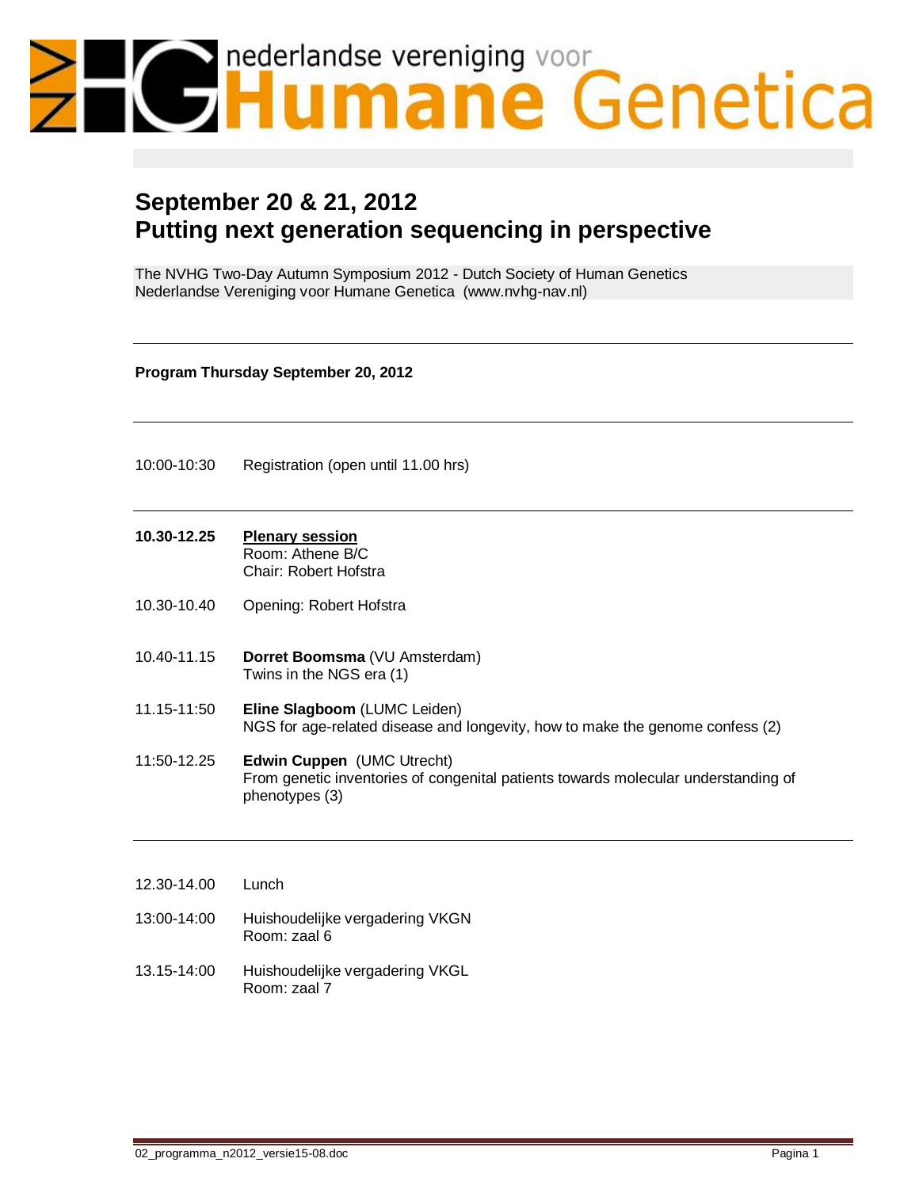nederlandse vereniging voor **Humane Genetica**

# September 20 & 21, 2012
# Putting next generation sequencing in perspective

The NVHG Two-Day Autumn Symposium 2012 - Dutch Society of Human Genetics
Nederlandse Vereniging voor Humane Genetica (www.nvhg-nav.nl)

---

**Program Thursday September 20, 2012**

---

10:00-10:30 Registration (open until 11.00 hrs)

---

**10.30-12.25** **Plenary session**
Room: Athene B/C
Chair: Robert Hofstra

10.30-10.40 Opening: Robert Hofstra

10.40-11.15 **Dorret Boomsma** (VU Amsterdam)
Twins in the NGS era (1)

11.15-11:50 **Eline Slagboom** (LUMC Leiden)
NGS for age-related disease and longevity, how to make the genome confess (2)

11:50-12.25 **Edwin Cuppen** (UMC Utrecht)
From genetic inventories of congenital patients towards molecular understanding of phenotypes (3)

---

12.30-14.00 Lunch

13:00-14:00 Huishoudelijke vergadering VKGN
Room: zaal 6

13.15-14:00 Huishoudelijke vergadering VKGL
Room: zaal 7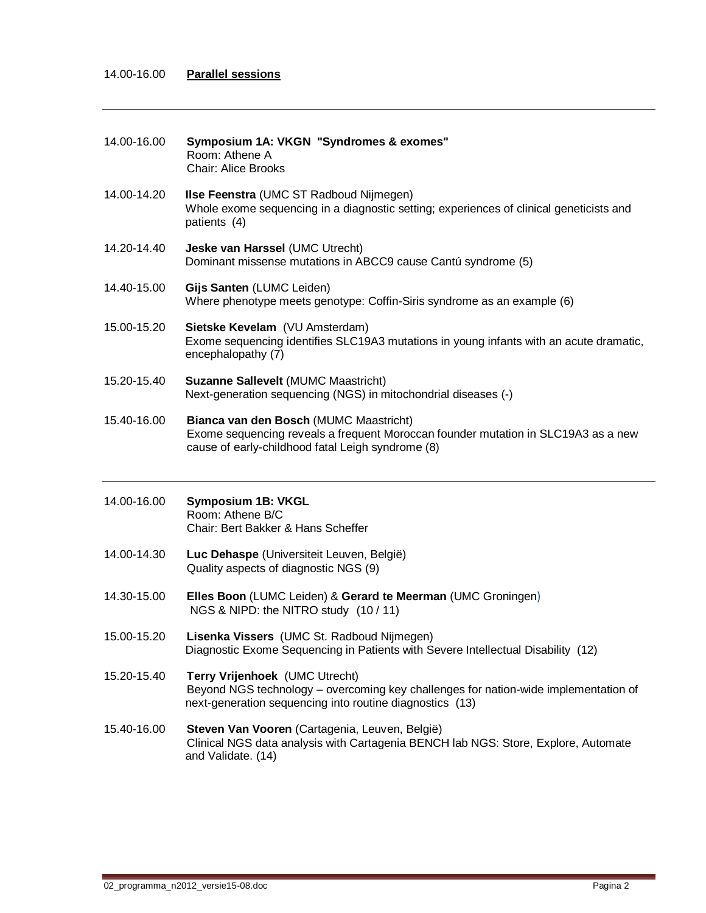14.00-16.00 **Parallel sessions**

---

14.00-16.00 **Symposium 1A: VKGN "Syndromes & exomes"**
Room: Athene A
Chair: Alice Brooks

14.00-14.20 **Ilse Feenstra** (UMC ST Radboud Nijmegen)
Whole exome sequencing in a diagnostic setting; experiences of clinical geneticists and patients (4)

14.20-14.40 **Jeske van Harssel** (UMC Utrecht)
Dominant missense mutations in ABCC9 cause Cantú syndrome (5)

14.40-15.00 **Gijs Santen** (LUMC Leiden)
Where phenotype meets genotype: Coffin-Siris syndrome as an example (6)

15.00-15.20 **Sietske Kevelam** (VU Amsterdam)
Exome sequencing identifies SLC19A3 mutations in young infants with an acute dramatic, encephalopathy (7)

15.20-15.40 **Suzanne Sallevelt** (MUMC Maastricht)
Next-generation sequencing (NGS) in mitochondrial diseases (-)

15.40-16.00 **Bianca van den Bosch** (MUMC Maastricht)
Exome sequencing reveals a frequent Moroccan founder mutation in SLC19A3 as a new cause of early-childhood fatal Leigh syndrome (8)

---

14.00-16.00 **Symposium 1B: VKGL**
Room: Athene B/C
Chair: Bert Bakker & Hans Scheffer

14.00-14.30 **Luc Dehaspe** (Universiteit Leuven, België)
Quality aspects of diagnostic NGS (9)

14.30-15.00 **Elles Boon** (LUMC Leiden) & **Gerard te Meerman** (UMC Groningen)
NGS & NIPD: the NITRO study (10 / 11)

15.00-15.20 **Lisenka Vissers** (UMC St. Radboud Nijmegen)
Diagnostic Exome Sequencing in Patients with Severe Intellectual Disability (12)

15.20-15.40 **Terry Vrijenhoek** (UMC Utrecht)
Beyond NGS technology – overcoming key challenges for nation-wide implementation of next-generation sequencing into routine diagnostics (13)

15.40-16.00 **Steven Van Vooren** (Cartagenia, Leuven, België)
Clinical NGS data analysis with Cartagenia BENCH lab NGS: Store, Explore, Automate and Validate. (14)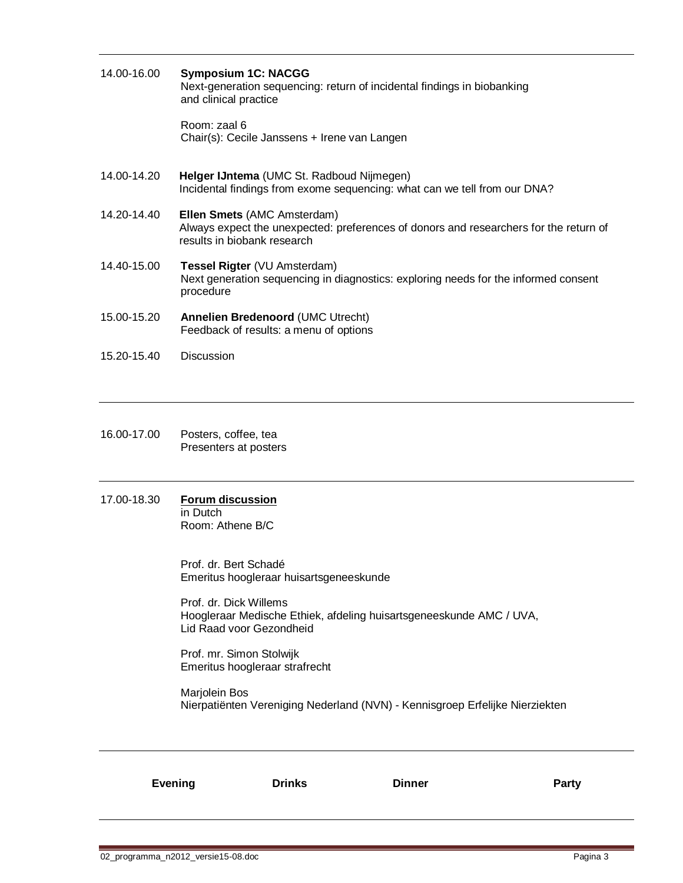---

14.00-16.00 **Symposium 1C: NACGG**
Next-generation sequencing: return of incidental findings in biobanking and clinical practice

Room: zaal 6
Chair(s): Cecile Janssens + Irene van Langen

14.00-14.20 **Helger IJntema** (UMC St. Radboud Nijmegen)
Incidental findings from exome sequencing: what can we tell from our DNA?

14.20-14.40 **Ellen Smets** (AMC Amsterdam)
Always expect the unexpected: preferences of donors and researchers for the return of results in biobank research

14.40-15.00 **Tessel Rigter** (VU Amsterdam)
Next generation sequencing in diagnostics: exploring needs for the informed consent procedure

15.00-15.20 **Annelien Bredenoord** (UMC Utrecht)
Feedback of results: a menu of options

15.20-15.40 Discussion

---

16.00-17.00 Posters, coffee, tea
Presenters at posters

---

17.00-18.30 **Forum discussion**
in Dutch
Room: Athene B/C

Prof. dr. Bert Schadé
Emeritus hoogleraar huisartsgeneeskunde

Prof. dr. Dick Willems
Hoogleraar Medische Ethiek, afdeling huisartsgeneeskunde AMC / UVA,
Lid Raad voor Gezondheid

Prof. mr. Simon Stolwijk
Emeritus hoogleraar strafrecht

Marjolein Bos
Nierpatiënten Vereniging Nederland (NVN) - Kennisgroep Erfelijke Nierziekten

---

**Evening** **Drinks** **Dinner** **Party**

---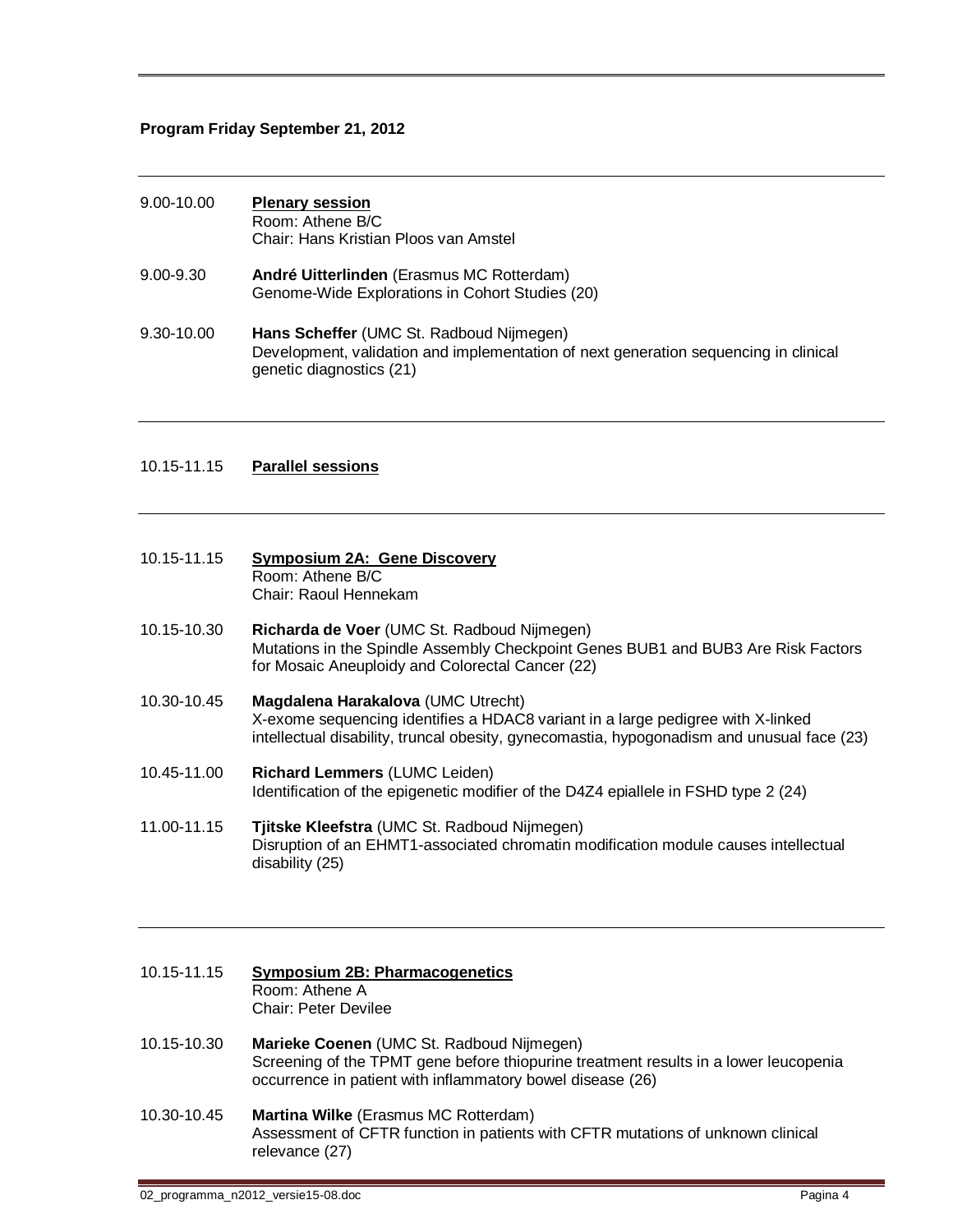**Program Friday September 21, 2012**

---

9.00-10.00 **Plenary session**
Room: Athene B/C
Chair: Hans Kristian Ploos van Amstel

9.00-9.30 **André Uitterlinden** (Erasmus MC Rotterdam)
Genome-Wide Explorations in Cohort Studies (20)

9.30-10.00 **Hans Scheffer** (UMC St. Radboud Nijmegen)
Development, validation and implementation of next generation sequencing in clinical genetic diagnostics (21)

---

10.15-11.15 **Parallel sessions**

---

10.15-11.15 **Symposium 2A: Gene Discovery**
Room: Athene B/C
Chair: Raoul Hennekam

10.15-10.30 **Richarda de Voer** (UMC St. Radboud Nijmegen)
Mutations in the Spindle Assembly Checkpoint Genes BUB1 and BUB3 Are Risk Factors for Mosaic Aneuploidy and Colorectal Cancer (22)

10.30-10.45 **Magdalena Harakalova** (UMC Utrecht)
X-exome sequencing identifies a HDAC8 variant in a large pedigree with X-linked intellectual disability, truncal obesity, gynecomastia, hypogonadism and unusual face (23)

10.45-11.00 **Richard Lemmers** (LUMC Leiden)
Identification of the epigenetic modifier of the D4Z4 epiallele in FSHD type 2 (24)

11.00-11.15 **Tjitske Kleefstra** (UMC St. Radboud Nijmegen)
Disruption of an EHMT1-associated chromatin modification module causes intellectual disability (25)

---

10.15-11.15 **Symposium 2B: Pharmacogenetics**
Room: Athene A
Chair: Peter Devilee

10.15-10.30 **Marieke Coenen** (UMC St. Radboud Nijmegen)
Screening of the TPMT gene before thiopurine treatment results in a lower leucopenia occurrence in patient with inflammatory bowel disease (26)

10.30-10.45 **Martina Wilke** (Erasmus MC Rotterdam)
Assessment of CFTR function in patients with CFTR mutations of unknown clinical relevance (27)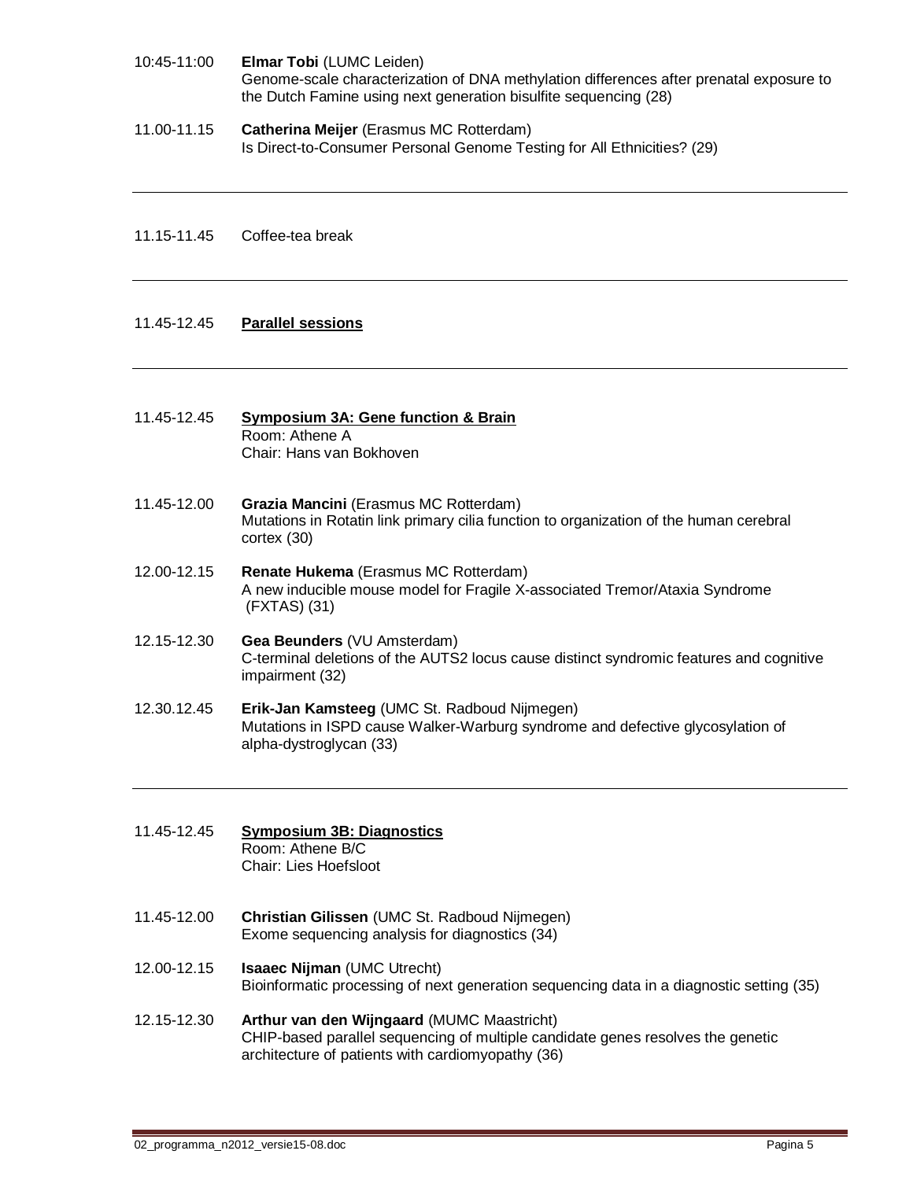10:45-11:00 **Elmar Tobi** (LUMC Leiden)
Genome-scale characterization of DNA methylation differences after prenatal exposure to the Dutch Famine using next generation bisulfite sequencing (28)

11.00-11.15 **Catherina Meijer** (Erasmus MC Rotterdam)
Is Direct-to-Consumer Personal Genome Testing for All Ethnicities? (29)

---

11.15-11.45 Coffee-tea break

---

11.45-12.45 **Parallel sessions**

---

11.45-12.45 **Symposium 3A: Gene function & Brain**
Room: Athene A
Chair: Hans van Bokhoven

11.45-12.00 **Grazia Mancini** (Erasmus MC Rotterdam)
Mutations in Rotatin link primary cilia function to organization of the human cerebral cortex (30)

12.00-12.15 **Renate Hukema** (Erasmus MC Rotterdam)
A new inducible mouse model for Fragile X-associated Tremor/Ataxia Syndrome (FXTAS) (31)

12.15-12.30 **Gea Beunders** (VU Amsterdam)
C-terminal deletions of the AUTS2 locus cause distinct syndromic features and cognitive impairment (32)

12.30.12.45 **Erik-Jan Kamsteeg** (UMC St. Radboud Nijmegen)
Mutations in ISPD cause Walker-Warburg syndrome and defective glycosylation of alpha-dystroglycan (33)

---

11.45-12.45 **Symposium 3B: Diagnostics**
Room: Athene B/C
Chair: Lies Hoefsloot

11.45-12.00 **Christian Gilissen** (UMC St. Radboud Nijmegen)
Exome sequencing analysis for diagnostics (34)

12.00-12.15 **Isaaec Nijman** (UMC Utrecht)
Bioinformatic processing of next generation sequencing data in a diagnostic setting (35)

12.15-12.30 **Arthur van den Wijngaard** (MUMC Maastricht)
CHIP-based parallel sequencing of multiple candidate genes resolves the genetic architecture of patients with cardiomyopathy (36)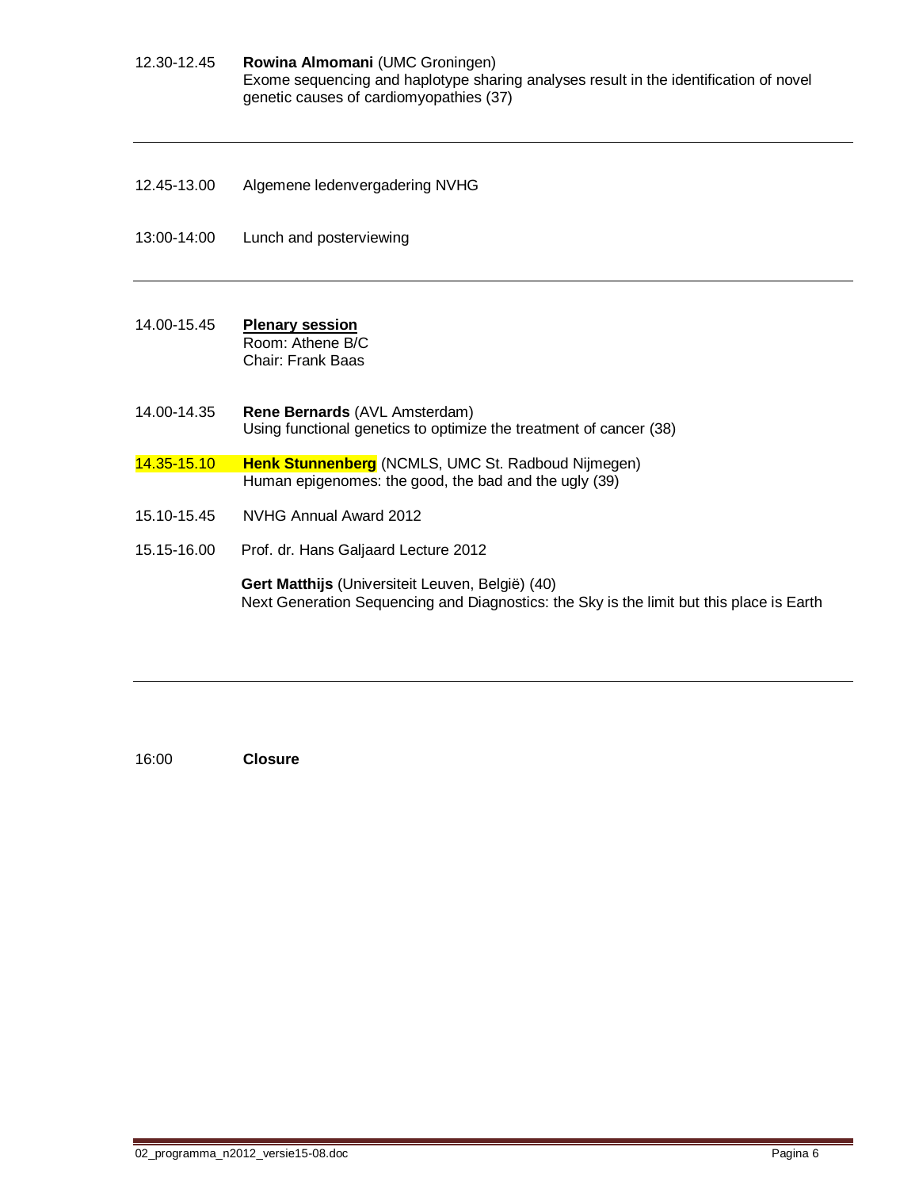12.30-12.45 **Rowina Almomani** (UMC Groningen)
Exome sequencing and haplotype sharing analyses result in the identification of novel genetic causes of cardiomyopathies (37)

---

12.45-13.00 Algemene ledenvergadering NVHG

13:00-14:00 Lunch and posterviewing

---

14.00-15.45 **Plenary session**
Room: Athene B/C
Chair: Frank Baas

14.00-14.35 **Rene Bernards** (AVL Amsterdam)
Using functional genetics to optimize the treatment of cancer (38)

14.35-15.10 **Henk Stunnenberg** (NCMLS, UMC St. Radboud Nijmegen)
Human epigenomes: the good, the bad and the ugly (39)

15.10-15.45 NVHG Annual Award 2012

15.15-16.00 Prof. dr. Hans Galjaard Lecture 2012

**Gert Matthijs** (Universiteit Leuven, België) (40)
Next Generation Sequencing and Diagnostics: the Sky is the limit but this place is Earth

---

16:00 **Closure**